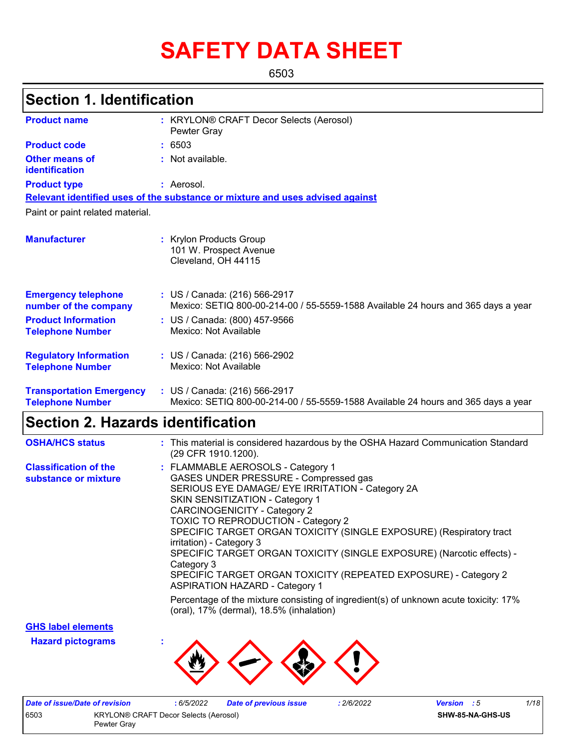# SAFETY DATA SHEET

6503

## Section 1. Identification

**Product name** : KRYLON® CRAFT Decor Selects (Aerosol) Pewter Gray

**Product code** : 6503

**Other means of identification** : Not available.

**Product type** : Aerosol.

**Relevant identified uses of the substance or mixture and uses advised against**

Paint or paint related material.

**Manufacturer** : Krylon Products Group
101 W. Prospect Avenue
Cleveland, OH 44115

**Emergency telephone number of the company** : US / Canada: (216) 566-2917
Mexico: SETIQ 800-00-214-00 / 55-5559-1588 Available 24 hours and 365 days a year

**Product Information Telephone Number** : US / Canada: (800) 457-9566
Mexico: Not Available

**Regulatory Information Telephone Number** : US / Canada: (216) 566-2902
Mexico: Not Available

**Transportation Emergency Telephone Number** : US / Canada: (216) 566-2917
Mexico: SETIQ 800-00-214-00 / 55-5559-1588 Available 24 hours and 365 days a year

## Section 2. Hazards identification

**OSHA/HCS status** : This material is considered hazardous by the OSHA Hazard Communication Standard (29 CFR 1910.1200).

**Classification of the substance or mixture** :
FLAMMABLE AEROSOLS - Category 1
GASES UNDER PRESSURE - Compressed gas
SERIOUS EYE DAMAGE/ EYE IRRITATION - Category 2A
SKIN SENSITIZATION - Category 1
CARCINOGENICITY - Category 2
TOXIC TO REPRODUCTION - Category 2
SPECIFIC TARGET ORGAN TOXICITY (SINGLE EXPOSURE) (Respiratory tract irritation) - Category 3
SPECIFIC TARGET ORGAN TOXICITY (SINGLE EXPOSURE) (Narcotic effects) - Category 3
SPECIFIC TARGET ORGAN TOXICITY (REPEATED EXPOSURE) - Category 2
ASPIRATION HAZARD - Category 1

Percentage of the mixture consisting of ingredient(s) of unknown acute toxicity: 17% (oral), 17% (dermal), 18.5% (inhalation)

**GHS label elements**

**Hazard pictograms** :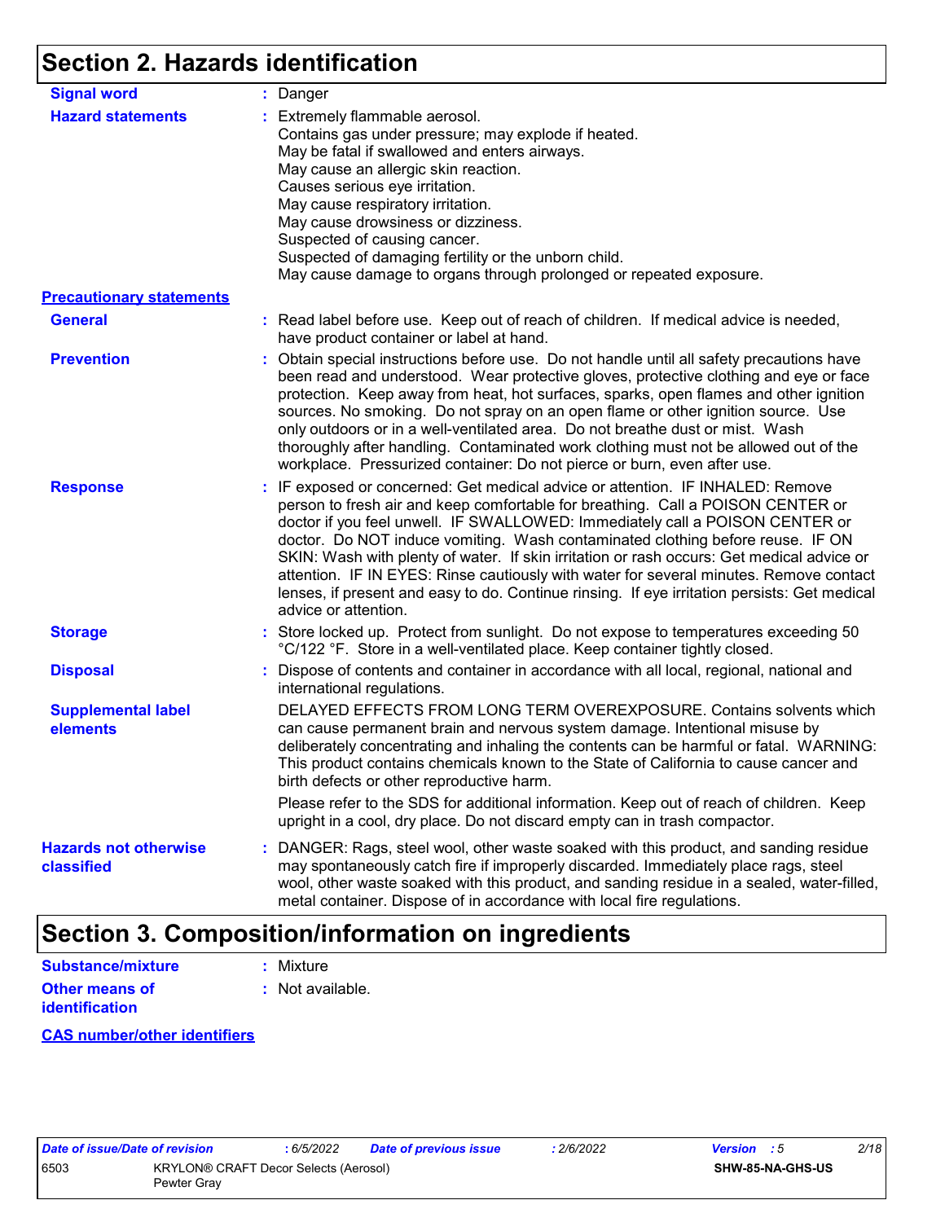## Section 2. Hazards identification

**Signal word** : Danger

**Hazard statements** : Extremely flammable aerosol.
Contains gas under pressure; may explode if heated.
May be fatal if swallowed and enters airways.
May cause an allergic skin reaction.
Causes serious eye irritation.
May cause respiratory irritation.
May cause drowsiness or dizziness.
Suspected of causing cancer.
Suspected of damaging fertility or the unborn child.
May cause damage to organs through prolonged or repeated exposure.

**Precautionary statements**

**General** : Read label before use. Keep out of reach of children. If medical advice is needed, have product container or label at hand.

**Prevention** : Obtain special instructions before use. Do not handle until all safety precautions have been read and understood. Wear protective gloves, protective clothing and eye or face protection. Keep away from heat, hot surfaces, sparks, open flames and other ignition sources. No smoking. Do not spray on an open flame or other ignition source. Use only outdoors or in a well-ventilated area. Do not breathe dust or mist. Wash thoroughly after handling. Contaminated work clothing must not be allowed out of the workplace. Pressurized container: Do not pierce or burn, even after use.

**Response** : IF exposed or concerned: Get medical advice or attention. IF INHALED: Remove person to fresh air and keep comfortable for breathing. Call a POISON CENTER or doctor if you feel unwell. IF SWALLOWED: Immediately call a POISON CENTER or doctor. Do NOT induce vomiting. Wash contaminated clothing before reuse. IF ON SKIN: Wash with plenty of water. If skin irritation or rash occurs: Get medical advice or attention. IF IN EYES: Rinse cautiously with water for several minutes. Remove contact lenses, if present and easy to do. Continue rinsing. If eye irritation persists: Get medical advice or attention.

**Storage** : Store locked up. Protect from sunlight. Do not expose to temperatures exceeding 50 °C/122 °F. Store in a well-ventilated place. Keep container tightly closed.

**Disposal** : Dispose of contents and container in accordance with all local, regional, national and international regulations.

**Supplemental label elements**
DELAYED EFFECTS FROM LONG TERM OVEREXPOSURE. Contains solvents which can cause permanent brain and nervous system damage. Intentional misuse by deliberately concentrating and inhaling the contents can be harmful or fatal. WARNING: This product contains chemicals known to the State of California to cause cancer and birth defects or other reproductive harm.

Please refer to the SDS for additional information. Keep out of reach of children. Keep upright in a cool, dry place. Do not discard empty can in trash compactor.

**Hazards not otherwise classified** : DANGER: Rags, steel wool, other waste soaked with this product, and sanding residue may spontaneously catch fire if improperly discarded. Immediately place rags, steel wool, other waste soaked with this product, and sanding residue in a sealed, water-filled, metal container. Dispose of in accordance with local fire regulations.

## Section 3. Composition/information on ingredients

**Substance/mixture** : Mixture

**Other means of identification** : Not available.

**CAS number/other identifiers**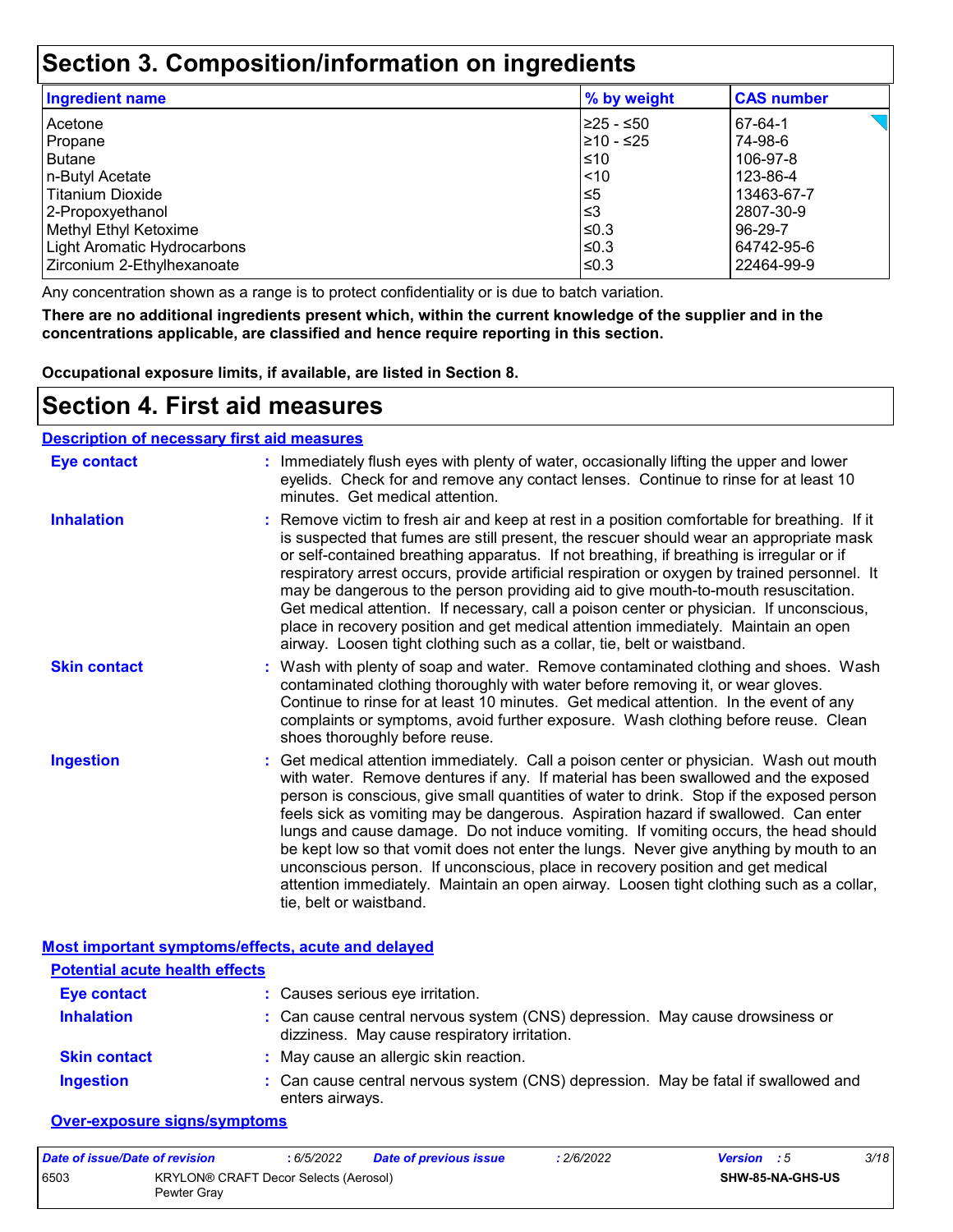# Section 3. Composition/information on ingredients

| Ingredient name | % by weight | CAS number |
|---|---|---|
| Acetone | ≥25 - ≤50 | 67-64-1 |
| Propane | ≥10 - ≤25 | 74-98-6 |
| Butane | ≤10 | 106-97-8 |
| n-Butyl Acetate | <10 | 123-86-4 |
| Titanium Dioxide | ≤5 | 13463-67-7 |
| 2-Propoxyethanol | ≤3 | 2807-30-9 |
| Methyl Ethyl Ketoxime | ≤0.3 | 96-29-7 |
| Light Aromatic Hydrocarbons | ≤0.3 | 64742-95-6 |
| Zirconium 2-Ethylhexanoate | ≤0.3 | 22464-99-9 |

Any concentration shown as a range is to protect confidentiality or is due to batch variation.

**There are no additional ingredients present which, within the current knowledge of the supplier and in the concentrations applicable, are classified and hence require reporting in this section.**

**Occupational exposure limits, if available, are listed in Section 8.**

# Section 4. First aid measures

## Description of necessary first aid measures

**Eye contact** : Immediately flush eyes with plenty of water, occasionally lifting the upper and lower eyelids. Check for and remove any contact lenses. Continue to rinse for at least 10 minutes. Get medical attention.

**Inhalation** : Remove victim to fresh air and keep at rest in a position comfortable for breathing. If it is suspected that fumes are still present, the rescuer should wear an appropriate mask or self-contained breathing apparatus. If not breathing, if breathing is irregular or if respiratory arrest occurs, provide artificial respiration or oxygen by trained personnel. It may be dangerous to the person providing aid to give mouth-to-mouth resuscitation. Get medical attention. If necessary, call a poison center or physician. If unconscious, place in recovery position and get medical attention immediately. Maintain an open airway. Loosen tight clothing such as a collar, tie, belt or waistband.

**Skin contact** : Wash with plenty of soap and water. Remove contaminated clothing and shoes. Wash contaminated clothing thoroughly with water before removing it, or wear gloves. Continue to rinse for at least 10 minutes. Get medical attention. In the event of any complaints or symptoms, avoid further exposure. Wash clothing before reuse. Clean shoes thoroughly before reuse.

**Ingestion** : Get medical attention immediately. Call a poison center or physician. Wash out mouth with water. Remove dentures if any. If material has been swallowed and the exposed person is conscious, give small quantities of water to drink. Stop if the exposed person feels sick as vomiting may be dangerous. Aspiration hazard if swallowed. Can enter lungs and cause damage. Do not induce vomiting. If vomiting occurs, the head should be kept low so that vomit does not enter the lungs. Never give anything by mouth to an unconscious person. If unconscious, place in recovery position and get medical attention immediately. Maintain an open airway. Loosen tight clothing such as a collar, tie, belt or waistband.

## Most important symptoms/effects, acute and delayed

### Potential acute health effects

**Eye contact** : Causes serious eye irritation.

**Inhalation** : Can cause central nervous system (CNS) depression. May cause drowsiness or dizziness. May cause respiratory irritation.

**Skin contact** : May cause an allergic skin reaction.

**Ingestion** : Can cause central nervous system (CNS) depression. May be fatal if swallowed and enters airways.

### Over-exposure signs/symptoms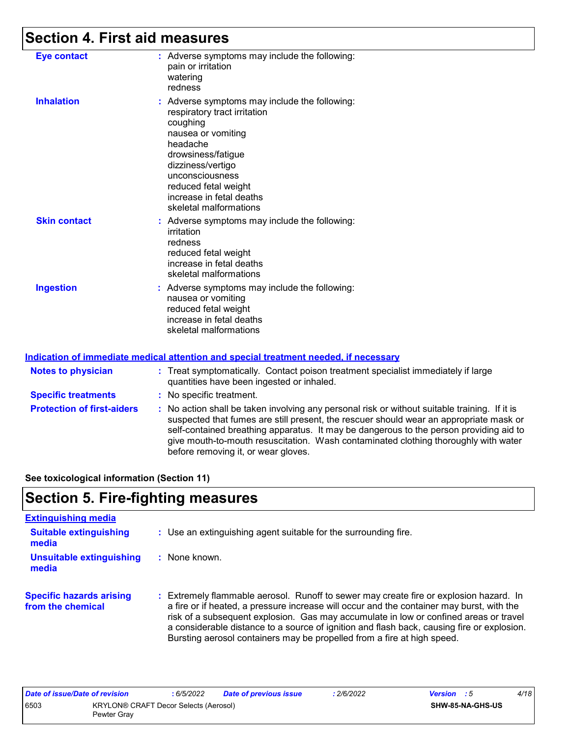## Section 4. First aid measures

**Eye contact** : Adverse symptoms may include the following:
pain or irritation
watering
redness

**Inhalation** : Adverse symptoms may include the following:
respiratory tract irritation
coughing
nausea or vomiting
headache
drowsiness/fatigue
dizziness/vertigo
unconsciousness
reduced fetal weight
increase in fetal deaths
skeletal malformations

**Skin contact** : Adverse symptoms may include the following:
irritation
redness
reduced fetal weight
increase in fetal deaths
skeletal malformations

**Ingestion** : Adverse symptoms may include the following:
nausea or vomiting
reduced fetal weight
increase in fetal deaths
skeletal malformations

### Indication of immediate medical attention and special treatment needed, if necessary

**Notes to physician** : Treat symptomatically. Contact poison treatment specialist immediately if large quantities have been ingested or inhaled.

**Specific treatments** : No specific treatment.

**Protection of first-aiders** : No action shall be taken involving any personal risk or without suitable training. If it is suspected that fumes are still present, the rescuer should wear an appropriate mask or self-contained breathing apparatus. It may be dangerous to the person providing aid to give mouth-to-mouth resuscitation. Wash contaminated clothing thoroughly with water before removing it, or wear gloves.

**See toxicological information (Section 11)**

## Section 5. Fire-fighting measures

### Extinguishing media

**Suitable extinguishing media** : Use an extinguishing agent suitable for the surrounding fire.

**Unsuitable extinguishing media** : None known.

**Specific hazards arising from the chemical** : Extremely flammable aerosol. Runoff to sewer may create fire or explosion hazard. In a fire or if heated, a pressure increase will occur and the container may burst, with the risk of a subsequent explosion. Gas may accumulate in low or confined areas or travel a considerable distance to a source of ignition and flash back, causing fire or explosion. Bursting aerosol containers may be propelled from a fire at high speed.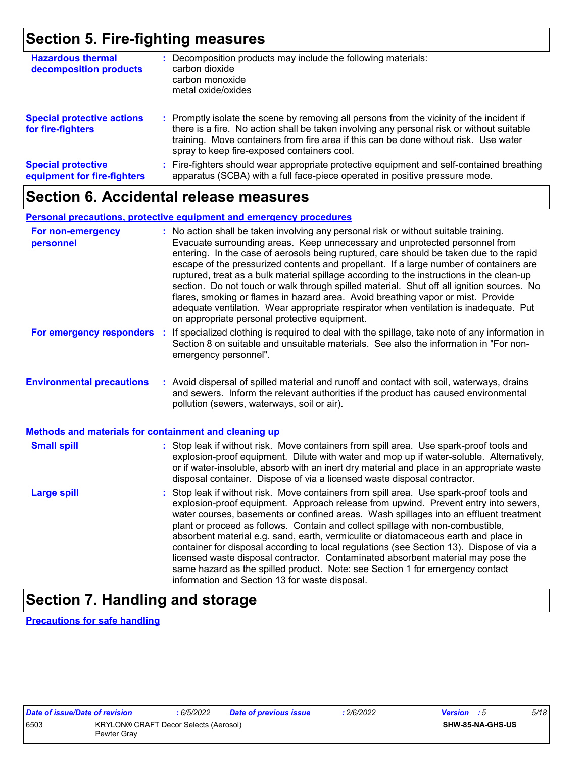## Section 5. Fire-fighting measures

**Hazardous thermal decomposition products** : Decomposition products may include the following materials:
carbon dioxide
carbon monoxide
metal oxide/oxides

**Special protective actions for fire-fighters** : Promptly isolate the scene by removing all persons from the vicinity of the incident if there is a fire. No action shall be taken involving any personal risk or without suitable training. Move containers from fire area if this can be done without risk. Use water spray to keep fire-exposed containers cool.

**Special protective equipment for fire-fighters** : Fire-fighters should wear appropriate protective equipment and self-contained breathing apparatus (SCBA) with a full face-piece operated in positive pressure mode.

## Section 6. Accidental release measures

### Personal precautions, protective equipment and emergency procedures

**For non-emergency personnel** : No action shall be taken involving any personal risk or without suitable training. Evacuate surrounding areas. Keep unnecessary and unprotected personnel from entering. In the case of aerosols being ruptured, care should be taken due to the rapid escape of the pressurized contents and propellant. If a large number of containers are ruptured, treat as a bulk material spillage according to the instructions in the clean-up section. Do not touch or walk through spilled material. Shut off all ignition sources. No flares, smoking or flames in hazard area. Avoid breathing vapor or mist. Provide adequate ventilation. Wear appropriate respirator when ventilation is inadequate. Put on appropriate personal protective equipment.

**For emergency responders** : If specialized clothing is required to deal with the spillage, take note of any information in Section 8 on suitable and unsuitable materials. See also the information in "For non-emergency personnel".

**Environmental precautions** : Avoid dispersal of spilled material and runoff and contact with soil, waterways, drains and sewers. Inform the relevant authorities if the product has caused environmental pollution (sewers, waterways, soil or air).

### Methods and materials for containment and cleaning up

**Small spill** : Stop leak if without risk. Move containers from spill area. Use spark-proof tools and explosion-proof equipment. Dilute with water and mop up if water-soluble. Alternatively, or if water-insoluble, absorb with an inert dry material and place in an appropriate waste disposal container. Dispose of via a licensed waste disposal contractor.

**Large spill** : Stop leak if without risk. Move containers from spill area. Use spark-proof tools and explosion-proof equipment. Approach release from upwind. Prevent entry into sewers, water courses, basements or confined areas. Wash spillages into an effluent treatment plant or proceed as follows. Contain and collect spillage with non-combustible, absorbent material e.g. sand, earth, vermiculite or diatomaceous earth and place in container for disposal according to local regulations (see Section 13). Dispose of via a licensed waste disposal contractor. Contaminated absorbent material may pose the same hazard as the spilled product. Note: see Section 1 for emergency contact information and Section 13 for waste disposal.

## Section 7. Handling and storage

### Precautions for safe handling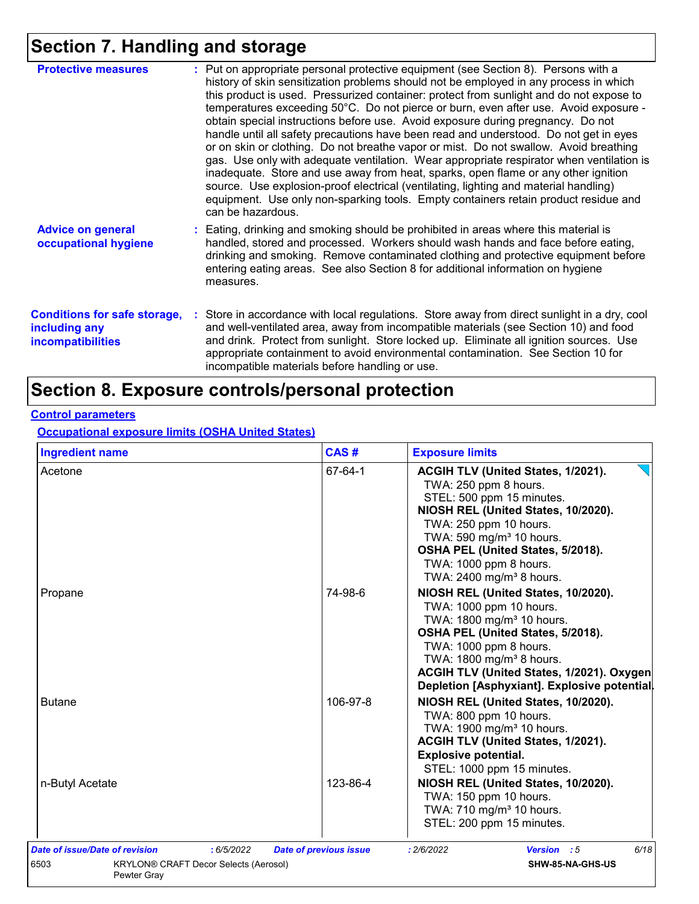# Section 7. Handling and storage

**Protective measures** : Put on appropriate personal protective equipment (see Section 8). Persons with a history of skin sensitization problems should not be employed in any process in which this product is used. Pressurized container: protect from sunlight and do not expose to temperatures exceeding 50°C. Do not pierce or burn, even after use. Avoid exposure - obtain special instructions before use. Avoid exposure during pregnancy. Do not handle until all safety precautions have been read and understood. Do not get in eyes or on skin or clothing. Do not breathe vapor or mist. Do not swallow. Avoid breathing gas. Use only with adequate ventilation. Wear appropriate respirator when ventilation is inadequate. Store and use away from heat, sparks, open flame or any other ignition source. Use explosion-proof electrical (ventilating, lighting and material handling) equipment. Use only non-sparking tools. Empty containers retain product residue and can be hazardous.

**Advice on general occupational hygiene** : Eating, drinking and smoking should be prohibited in areas where this material is handled, stored and processed. Workers should wash hands and face before eating, drinking and smoking. Remove contaminated clothing and protective equipment before entering eating areas. See also Section 8 for additional information on hygiene measures.

**Conditions for safe storage, including any incompatibilities** : Store in accordance with local regulations. Store away from direct sunlight in a dry, cool and well-ventilated area, away from incompatible materials (see Section 10) and food and drink. Protect from sunlight. Store locked up. Eliminate all ignition sources. Use appropriate containment to avoid environmental contamination. See Section 10 for incompatible materials before handling or use.

# Section 8. Exposure controls/personal protection

## Control parameters

### Occupational exposure limits (OSHA United States)

| Ingredient name | CAS # | Exposure limits |
|---|---|---|
| Acetone | 67-64-1 | **ACGIH TLV (United States, 1/2021).**<br>TWA: 250 ppm 8 hours.<br>STEL: 500 ppm 15 minutes.<br>**NIOSH REL (United States, 10/2020).**<br>TWA: 250 ppm 10 hours.<br>TWA: 590 mg/m³ 10 hours.<br>**OSHA PEL (United States, 5/2018).**<br>TWA: 1000 ppm 8 hours.<br>TWA: 2400 mg/m³ 8 hours. |
| Propane | 74-98-6 | **NIOSH REL (United States, 10/2020).**<br>TWA: 1000 ppm 10 hours.<br>TWA: 1800 mg/m³ 10 hours.<br>**OSHA PEL (United States, 5/2018).**<br>TWA: 1000 ppm 8 hours.<br>TWA: 1800 mg/m³ 8 hours.<br>**ACGIH TLV (United States, 1/2021). Oxygen Depletion [Asphyxiant]. Explosive potential.** |
| Butane | 106-97-8 | **NIOSH REL (United States, 10/2020).**<br>TWA: 800 ppm 10 hours.<br>TWA: 1900 mg/m³ 10 hours.<br>**ACGIH TLV (United States, 1/2021). Explosive potential.**<br>STEL: 1000 ppm 15 minutes. |
| n-Butyl Acetate | 123-86-4 | **NIOSH REL (United States, 10/2020).**<br>TWA: 150 ppm 10 hours.<br>TWA: 710 mg/m³ 10 hours.<br>STEL: 200 ppm 15 minutes. |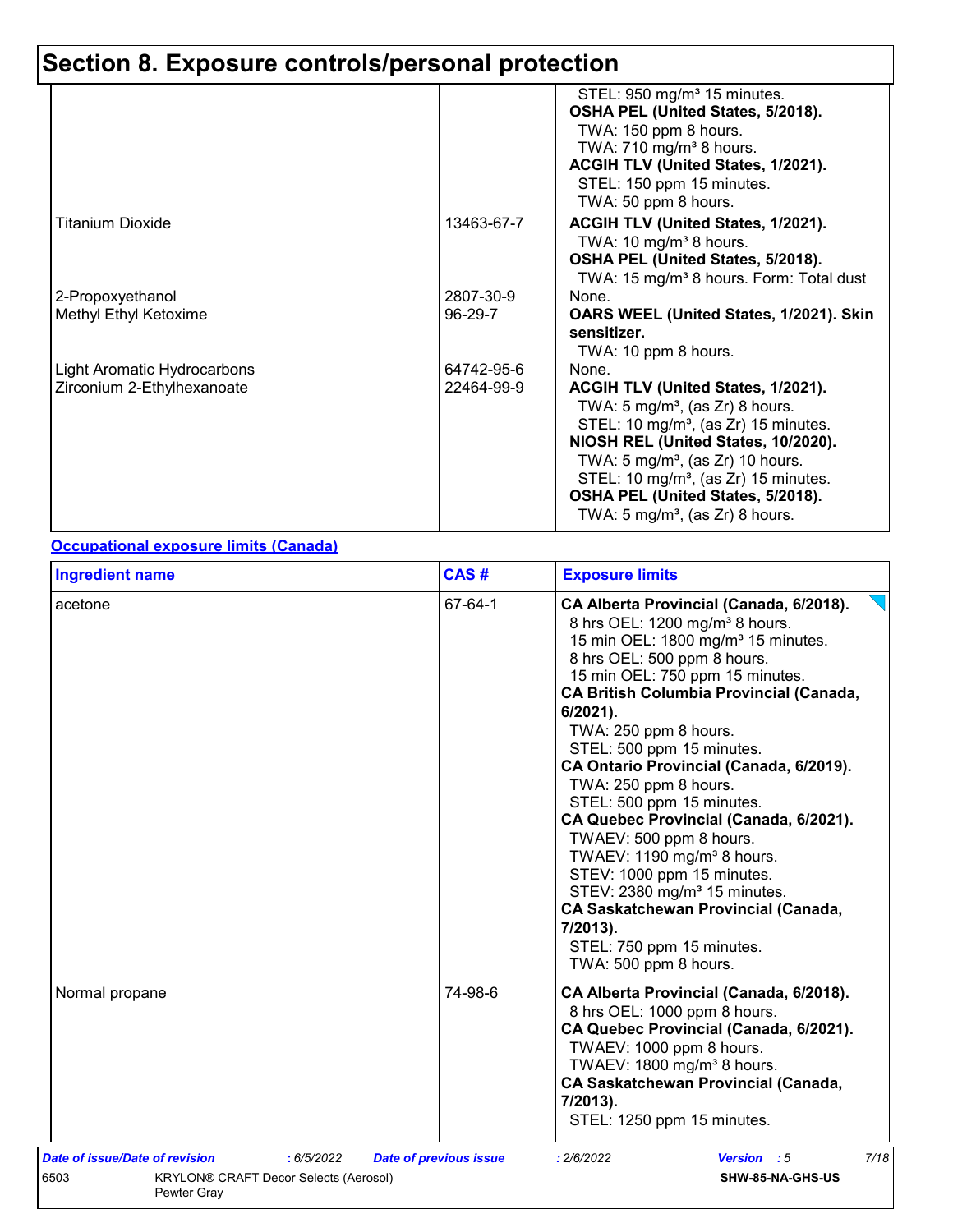# Section 8. Exposure controls/personal protection

| | | |
|---|---|---|
| | | STEL: 950 mg/m³ 15 minutes.<br>**OSHA PEL (United States, 5/2018).**<br>TWA: 150 ppm 8 hours.<br>TWA: 710 mg/m³ 8 hours.<br>**ACGIH TLV (United States, 1/2021).**<br>STEL: 150 ppm 15 minutes.<br>TWA: 50 ppm 8 hours. |
| Titanium Dioxide | 13463-67-7 | **ACGIH TLV (United States, 1/2021).**<br>TWA: 10 mg/m³ 8 hours.<br>**OSHA PEL (United States, 5/2018).**<br>TWA: 15 mg/m³ 8 hours. Form: Total dust |
| 2-Propoxyethanol | 2807-30-9 | None. |
| Methyl Ethyl Ketoxime | 96-29-7 | **OARS WEEL (United States, 1/2021). Skin sensitizer.**<br>TWA: 10 ppm 8 hours. |
| Light Aromatic Hydrocarbons | 64742-95-6 | None. |
| Zirconium 2-Ethylhexanoate | 22464-99-9 | **ACGIH TLV (United States, 1/2021).**<br>TWA: 5 mg/m³, (as Zr) 8 hours.<br>STEL: 10 mg/m³, (as Zr) 15 minutes.<br>**NIOSH REL (United States, 10/2020).**<br>TWA: 5 mg/m³, (as Zr) 10 hours.<br>STEL: 10 mg/m³, (as Zr) 15 minutes.<br>**OSHA PEL (United States, 5/2018).**<br>TWA: 5 mg/m³, (as Zr) 8 hours. |

**Occupational exposure limits (Canada)**

| Ingredient name | CAS # | Exposure limits |
|---|---|---|
| acetone | 67-64-1 | **CA Alberta Provincial (Canada, 6/2018).**<br>8 hrs OEL: 1200 mg/m³ 8 hours.<br>15 min OEL: 1800 mg/m³ 15 minutes.<br>8 hrs OEL: 500 ppm 8 hours.<br>15 min OEL: 750 ppm 15 minutes.<br>**CA British Columbia Provincial (Canada, 6/2021).**<br>TWA: 250 ppm 8 hours.<br>STEL: 500 ppm 15 minutes.<br>**CA Ontario Provincial (Canada, 6/2019).**<br>TWA: 250 ppm 8 hours.<br>STEL: 500 ppm 15 minutes.<br>**CA Quebec Provincial (Canada, 6/2021).**<br>TWAEV: 500 ppm 8 hours.<br>TWAEV: 1190 mg/m³ 8 hours.<br>STEV: 1000 ppm 15 minutes.<br>STEV: 2380 mg/m³ 15 minutes.<br>**CA Saskatchewan Provincial (Canada, 7/2013).**<br>STEL: 750 ppm 15 minutes.<br>TWA: 500 ppm 8 hours. |
| Normal propane | 74-98-6 | **CA Alberta Provincial (Canada, 6/2018).**<br>8 hrs OEL: 1000 ppm 8 hours.<br>**CA Quebec Provincial (Canada, 6/2021).**<br>TWAEV: 1000 ppm 8 hours.<br>TWAEV: 1800 mg/m³ 8 hours.<br>**CA Saskatchewan Provincial (Canada, 7/2013).**<br>STEL: 1250 ppm 15 minutes. |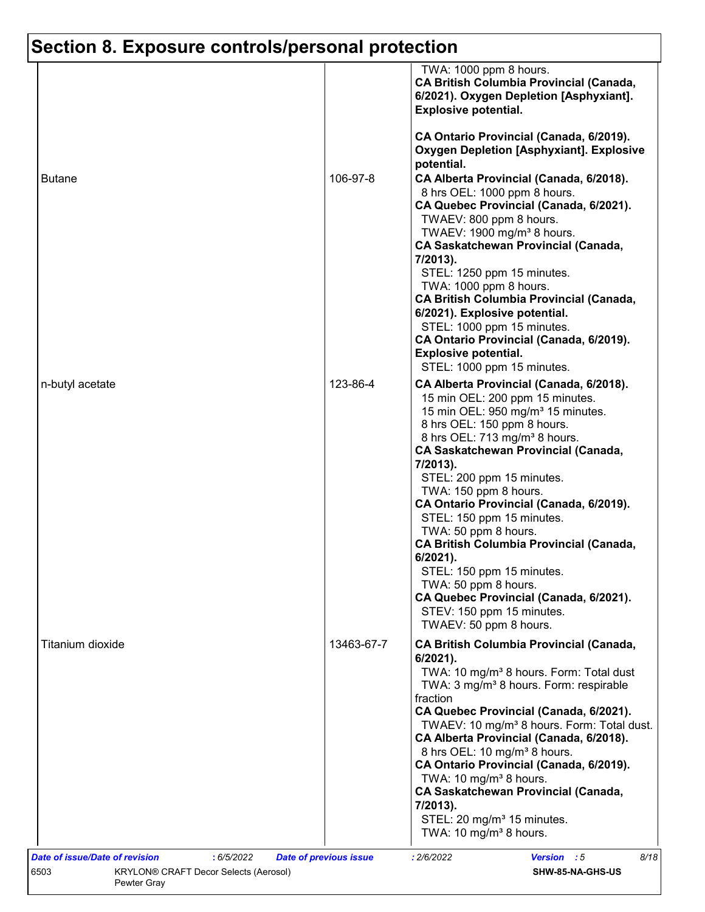## Section 8. Exposure controls/personal protection

| | | |
|---|---|---|
| | | TWA: 1000 ppm 8 hours.<br>**CA British Columbia Provincial (Canada, 6/2021). Oxygen Depletion [Asphyxiant]. Explosive potential.**<br><br>**CA Ontario Provincial (Canada, 6/2019). Oxygen Depletion [Asphyxiant]. Explosive potential.** |
| Butane | 106-97-8 | **CA Alberta Provincial (Canada, 6/2018).**<br>8 hrs OEL: 1000 ppm 8 hours.<br>**CA Quebec Provincial (Canada, 6/2021).**<br>TWAEV: 800 ppm 8 hours.<br>TWAEV: 1900 mg/m³ 8 hours.<br>**CA Saskatchewan Provincial (Canada, 7/2013).**<br>STEL: 1250 ppm 15 minutes.<br>TWA: 1000 ppm 8 hours.<br>**CA British Columbia Provincial (Canada, 6/2021). Explosive potential.**<br>STEL: 1000 ppm 15 minutes.<br>**CA Ontario Provincial (Canada, 6/2019). Explosive potential.**<br>STEL: 1000 ppm 15 minutes. |
| n-butyl acetate | 123-86-4 | **CA Alberta Provincial (Canada, 6/2018).**<br>15 min OEL: 200 ppm 15 minutes.<br>15 min OEL: 950 mg/m³ 15 minutes.<br>8 hrs OEL: 150 ppm 8 hours.<br>8 hrs OEL: 713 mg/m³ 8 hours.<br>**CA Saskatchewan Provincial (Canada, 7/2013).**<br>STEL: 200 ppm 15 minutes.<br>TWA: 150 ppm 8 hours.<br>**CA Ontario Provincial (Canada, 6/2019).**<br>STEL: 150 ppm 15 minutes.<br>TWA: 50 ppm 8 hours.<br>**CA British Columbia Provincial (Canada, 6/2021).**<br>STEL: 150 ppm 15 minutes.<br>TWA: 50 ppm 8 hours.<br>**CA Quebec Provincial (Canada, 6/2021).**<br>STEV: 150 ppm 15 minutes.<br>TWAEV: 50 ppm 8 hours. |
| Titanium dioxide | 13463-67-7 | **CA British Columbia Provincial (Canada, 6/2021).**<br>TWA: 10 mg/m³ 8 hours. Form: Total dust<br>TWA: 3 mg/m³ 8 hours. Form: respirable fraction<br>**CA Quebec Provincial (Canada, 6/2021).**<br>TWAEV: 10 mg/m³ 8 hours. Form: Total dust.<br>**CA Alberta Provincial (Canada, 6/2018).**<br>8 hrs OEL: 10 mg/m³ 8 hours.<br>**CA Ontario Provincial (Canada, 6/2019).**<br>TWA: 10 mg/m³ 8 hours.<br>**CA Saskatchewan Provincial (Canada, 7/2013).**<br>STEL: 20 mg/m³ 15 minutes.<br>TWA: 10 mg/m³ 8 hours. |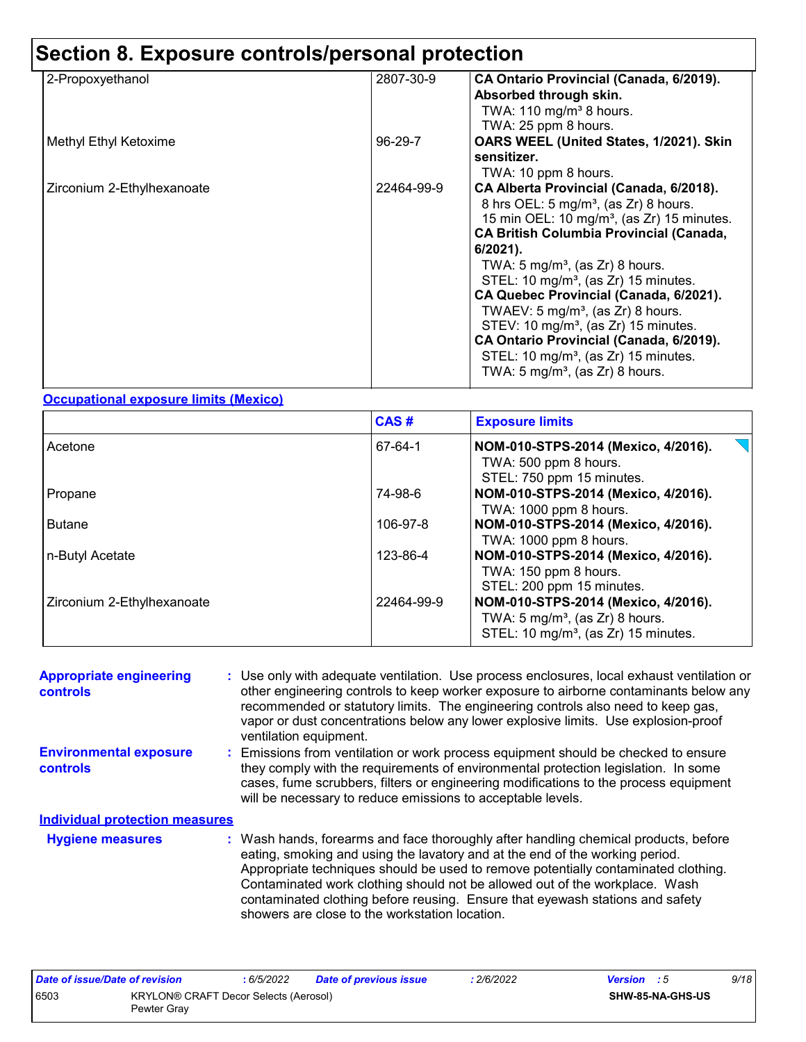# Section 8. Exposure controls/personal protection

| | | |
|---|---|---|
| 2-Propoxyethanol | 2807-30-9 | **CA Ontario Provincial (Canada, 6/2019). Absorbed through skin.**<br>TWA: 110 mg/m³ 8 hours.<br>TWA: 25 ppm 8 hours. |
| Methyl Ethyl Ketoxime | 96-29-7 | **OARS WEEL (United States, 1/2021). Skin sensitizer.**<br>TWA: 10 ppm 8 hours. |
| Zirconium 2-Ethylhexanoate | 22464-99-9 | **CA Alberta Provincial (Canada, 6/2018).**<br>8 hrs OEL: 5 mg/m³, (as Zr) 8 hours.<br>15 min OEL: 10 mg/m³, (as Zr) 15 minutes.<br>**CA British Columbia Provincial (Canada, 6/2021).**<br>TWA: 5 mg/m³, (as Zr) 8 hours.<br>STEL: 10 mg/m³, (as Zr) 15 minutes.<br>**CA Quebec Provincial (Canada, 6/2021).**<br>TWAEV: 5 mg/m³, (as Zr) 8 hours.<br>STEV: 10 mg/m³, (as Zr) 15 minutes.<br>**CA Ontario Provincial (Canada, 6/2019).**<br>STEL: 10 mg/m³, (as Zr) 15 minutes.<br>TWA: 5 mg/m³, (as Zr) 8 hours. |

**Occupational exposure limits (Mexico)**

| | CAS # | Exposure limits |
|---|---|---|
| Acetone | 67-64-1 | **NOM-010-STPS-2014 (Mexico, 4/2016).**<br>TWA: 500 ppm 8 hours.<br>STEL: 750 ppm 15 minutes. |
| Propane | 74-98-6 | **NOM-010-STPS-2014 (Mexico, 4/2016).**<br>TWA: 1000 ppm 8 hours. |
| Butane | 106-97-8 | **NOM-010-STPS-2014 (Mexico, 4/2016).**<br>TWA: 1000 ppm 8 hours. |
| n-Butyl Acetate | 123-86-4 | **NOM-010-STPS-2014 (Mexico, 4/2016).**<br>TWA: 150 ppm 8 hours.<br>STEL: 200 ppm 15 minutes. |
| Zirconium 2-Ethylhexanoate | 22464-99-9 | **NOM-010-STPS-2014 (Mexico, 4/2016).**<br>TWA: 5 mg/m³, (as Zr) 8 hours.<br>STEL: 10 mg/m³, (as Zr) 15 minutes. |

**Appropriate engineering controls** : Use only with adequate ventilation. Use process enclosures, local exhaust ventilation or other engineering controls to keep worker exposure to airborne contaminants below any recommended or statutory limits. The engineering controls also need to keep gas, vapor or dust concentrations below any lower explosive limits. Use explosion-proof ventilation equipment.

**Environmental exposure controls** : Emissions from ventilation or work process equipment should be checked to ensure they comply with the requirements of environmental protection legislation. In some cases, fume scrubbers, filters or engineering modifications to the process equipment will be necessary to reduce emissions to acceptable levels.

**Individual protection measures**

**Hygiene measures** : Wash hands, forearms and face thoroughly after handling chemical products, before eating, smoking and using the lavatory and at the end of the working period. Appropriate techniques should be used to remove potentially contaminated clothing. Contaminated work clothing should not be allowed out of the workplace. Wash contaminated clothing before reusing. Ensure that eyewash stations and safety showers are close to the workstation location.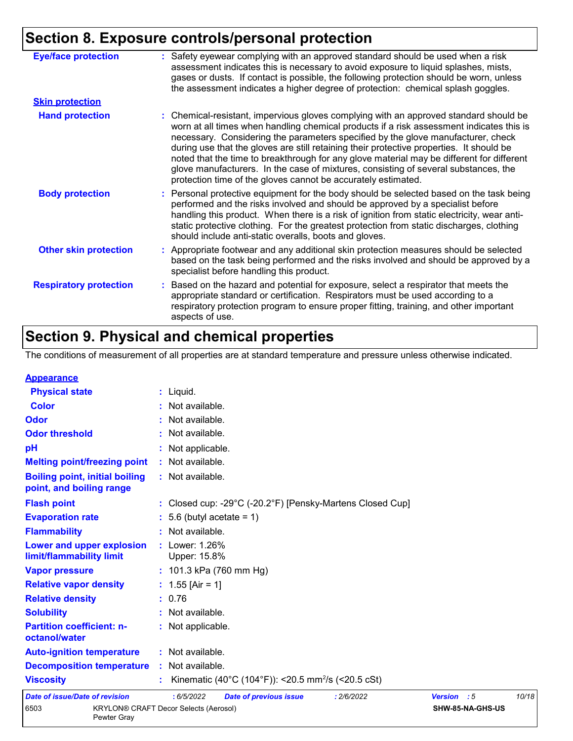## Section 8. Exposure controls/personal protection

| | |
|---|---|
| **Eye/face protection** | Safety eyewear complying with an approved standard should be used when a risk assessment indicates this is necessary to avoid exposure to liquid splashes, mists, gases or dusts. If contact is possible, the following protection should be worn, unless the assessment indicates a higher degree of protection: chemical splash goggles. |

**Skin protection**

| | |
|---|---|
| **Hand protection** | Chemical-resistant, impervious gloves complying with an approved standard should be worn at all times when handling chemical products if a risk assessment indicates this is necessary. Considering the parameters specified by the glove manufacturer, check during use that the gloves are still retaining their protective properties. It should be noted that the time to breakthrough for any glove material may be different for different glove manufacturers. In the case of mixtures, consisting of several substances, the protection time of the gloves cannot be accurately estimated. |
| **Body protection** | Personal protective equipment for the body should be selected based on the task being performed and the risks involved and should be approved by a specialist before handling this product. When there is a risk of ignition from static electricity, wear anti-static protective clothing. For the greatest protection from static discharges, clothing should include anti-static overalls, boots and gloves. |
| **Other skin protection** | Appropriate footwear and any additional skin protection measures should be selected based on the task being performed and the risks involved and should be approved by a specialist before handling this product. |
| **Respiratory protection** | Based on the hazard and potential for exposure, select a respirator that meets the appropriate standard or certification. Respirators must be used according to a respiratory protection program to ensure proper fitting, training, and other important aspects of use. |

## Section 9. Physical and chemical properties

The conditions of measurement of all properties are at standard temperature and pressure unless otherwise indicated.

**Appearance**

| | |
|---|---|
| **Physical state** | Liquid. |
| **Color** | Not available. |
| **Odor** | Not available. |
| **Odor threshold** | Not available. |
| **pH** | Not applicable. |
| **Melting point/freezing point** | Not available. |
| **Boiling point, initial boiling point, and boiling range** | Not available. |
| **Flash point** | Closed cup: -29°C (-20.2°F) [Pensky-Martens Closed Cup] |
| **Evaporation rate** | 5.6 (butyl acetate = 1) |
| **Flammability** | Not available. |
| **Lower and upper explosion limit/flammability limit** | Lower: 1.26%<br>Upper: 15.8% |
| **Vapor pressure** | 101.3 kPa (760 mm Hg) |
| **Relative vapor density** | 1.55 [Air = 1] |
| **Relative density** | 0.76 |
| **Solubility** | Not available. |
| **Partition coefficient: n-octanol/water** | Not applicable. |
| **Auto-ignition temperature** | Not available. |
| **Decomposition temperature** | Not available. |
| **Viscosity** | Kinematic (40°C (104°F)): <20.5 $mm^2/s$ (<20.5 cSt) |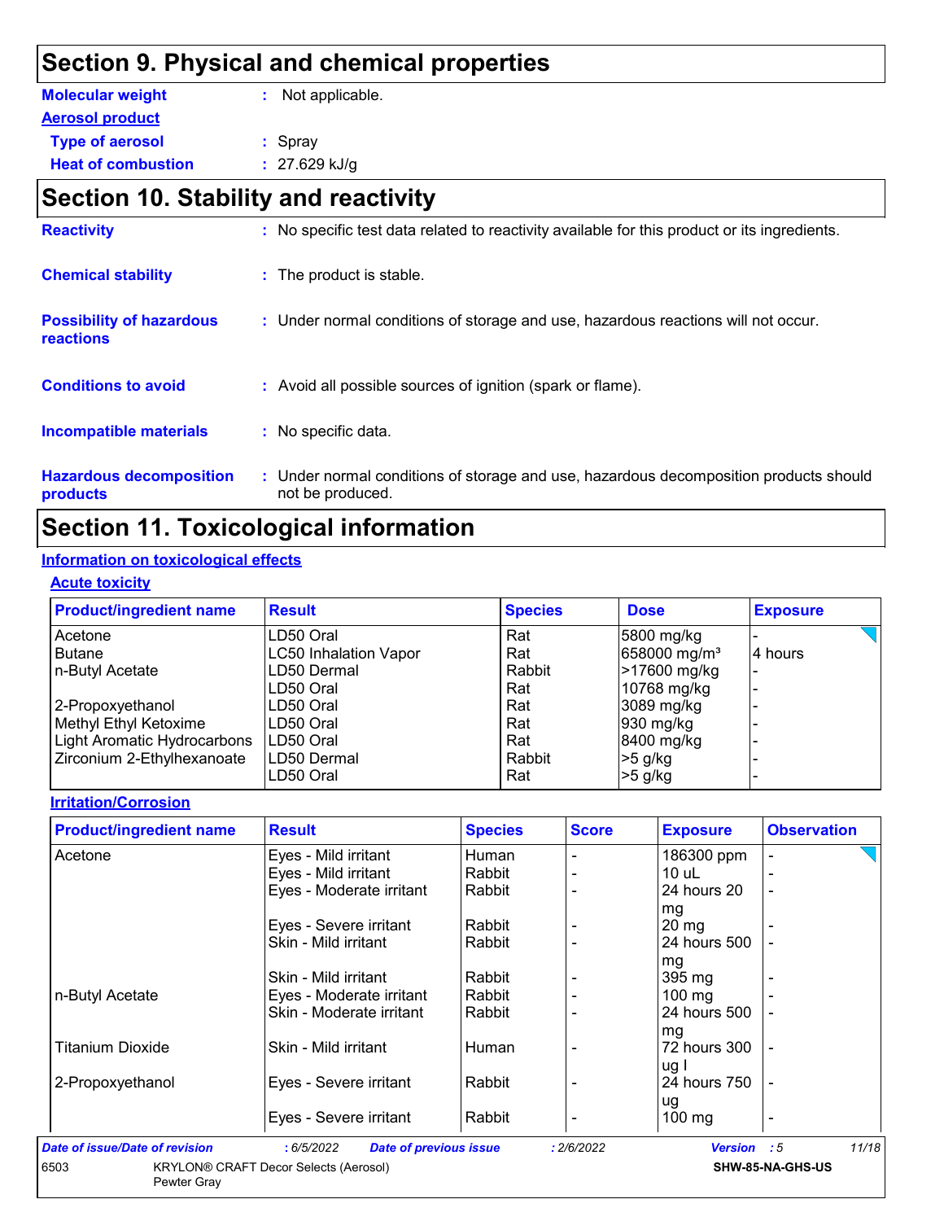## Section 9. Physical and chemical properties

**Molecular weight** : Not applicable.

**Aerosol product**

**Type of aerosol** : Spray

**Heat of combustion** : 27.629 kJ/g

## Section 10. Stability and reactivity

**Reactivity** : No specific test data related to reactivity available for this product or its ingredients.

**Chemical stability** : The product is stable.

**Possibility of hazardous reactions** : Under normal conditions of storage and use, hazardous reactions will not occur.

**Conditions to avoid** : Avoid all possible sources of ignition (spark or flame).

**Incompatible materials** : No specific data.

**Hazardous decomposition products** : Under normal conditions of storage and use, hazardous decomposition products should not be produced.

## Section 11. Toxicological information

### Information on toxicological effects

#### Acute toxicity

| Product/ingredient name | Result | Species | Dose | Exposure |
|---|---|---|---|---|
| Acetone | LD50 Oral | Rat | 5800 mg/kg | - |
| Butane | LC50 Inhalation Vapor | Rat | 658000 mg/m³ | 4 hours |
| n-Butyl Acetate | LD50 Dermal | Rabbit | >17600 mg/kg | - |
| | LD50 Oral | Rat | 10768 mg/kg | - |
| 2-Propoxyethanol | LD50 Oral | Rat | 3089 mg/kg | - |
| Methyl Ethyl Ketoxime | LD50 Oral | Rat | 930 mg/kg | - |
| Light Aromatic Hydrocarbons | LD50 Oral | Rat | 8400 mg/kg | - |
| Zirconium 2-Ethylhexanoate | LD50 Dermal | Rabbit | >5 g/kg | - |
| | LD50 Oral | Rat | >5 g/kg | - |

#### Irritation/Corrosion

| Product/ingredient name | Result | Species | Score | Exposure | Observation |
|---|---|---|---|---|---|
| Acetone | Eyes - Mild irritant | Human | - | 186300 ppm | - |
| | Eyes - Mild irritant | Rabbit | - | 10 uL | - |
| | Eyes - Moderate irritant | Rabbit | - | 24 hours 20 mg | - |
| | Eyes - Severe irritant | Rabbit | - | 20 mg | - |
| | Skin - Mild irritant | Rabbit | - | 24 hours 500 mg | - |
| | Skin - Mild irritant | Rabbit | - | 395 mg | - |
| n-Butyl Acetate | Eyes - Moderate irritant | Rabbit | - | 100 mg | - |
| | Skin - Moderate irritant | Rabbit | - | 24 hours 500 mg | - |
| Titanium Dioxide | Skin - Mild irritant | Human | - | 72 hours 300 ug I | - |
| 2-Propoxyethanol | Eyes - Severe irritant | Rabbit | - | 24 hours 750 ug | - |
| | Eyes - Severe irritant | Rabbit | - | 100 mg | - |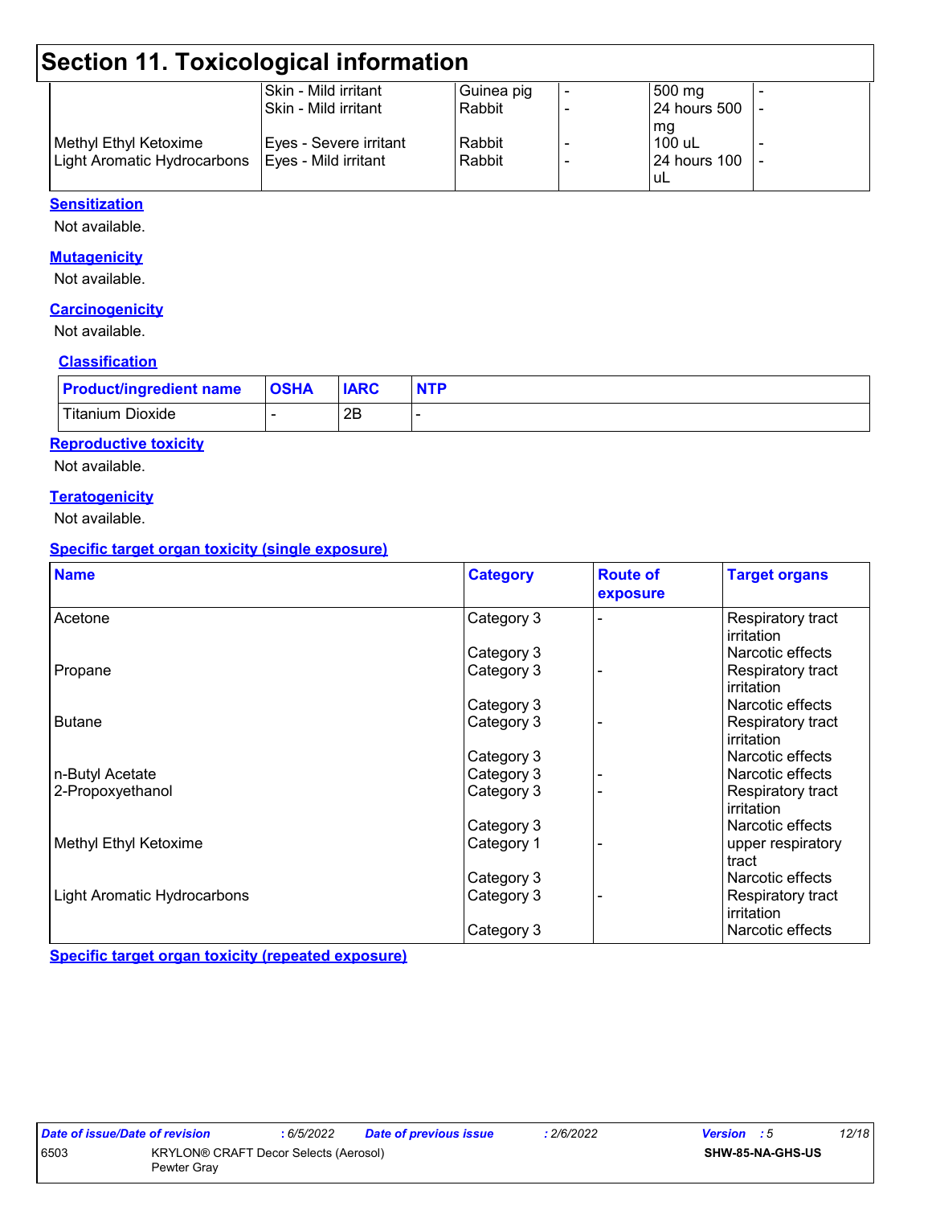## Section 11. Toxicological information

| | | | | | |
|---|---|---|---|---|---|
| | Skin - Mild irritant | Guinea pig | - | 500 mg | - |
| | Skin - Mild irritant | Rabbit | - | 24 hours 500 mg | - |
| Methyl Ethyl Ketoxime | Eyes - Severe irritant | Rabbit | - | 100 uL | - |
| Light Aromatic Hydrocarbons | Eyes - Mild irritant | Rabbit | - | 24 hours 100 uL | - |

**Sensitization**

Not available.

**Mutagenicity**

Not available.

**Carcinogenicity**

Not available.

**Classification**

| Product/ingredient name | OSHA | IARC | NTP |
|---|---|---|---|
| Titanium Dioxide | - | 2B | - |

**Reproductive toxicity**

Not available.

**Teratogenicity**

Not available.

**Specific target organ toxicity (single exposure)**

| Name | Category | Route of exposure | Target organs |
|---|---|---|---|
| Acetone | Category 3 | - | Respiratory tract irritation |
| | Category 3 | | Narcotic effects |
| Propane | Category 3 | - | Respiratory tract irritation |
| | Category 3 | | Narcotic effects |
| Butane | Category 3 | - | Respiratory tract irritation |
| | Category 3 | | Narcotic effects |
| n-Butyl Acetate | Category 3 | - | Narcotic effects |
| 2-Propoxyethanol | Category 3 | - | Respiratory tract irritation |
| | Category 3 | | Narcotic effects |
| Methyl Ethyl Ketoxime | Category 1 | - | upper respiratory tract |
| | Category 3 | | Narcotic effects |
| Light Aromatic Hydrocarbons | Category 3 | - | Respiratory tract irritation |
| | Category 3 | | Narcotic effects |

**Specific target organ toxicity (repeated exposure)**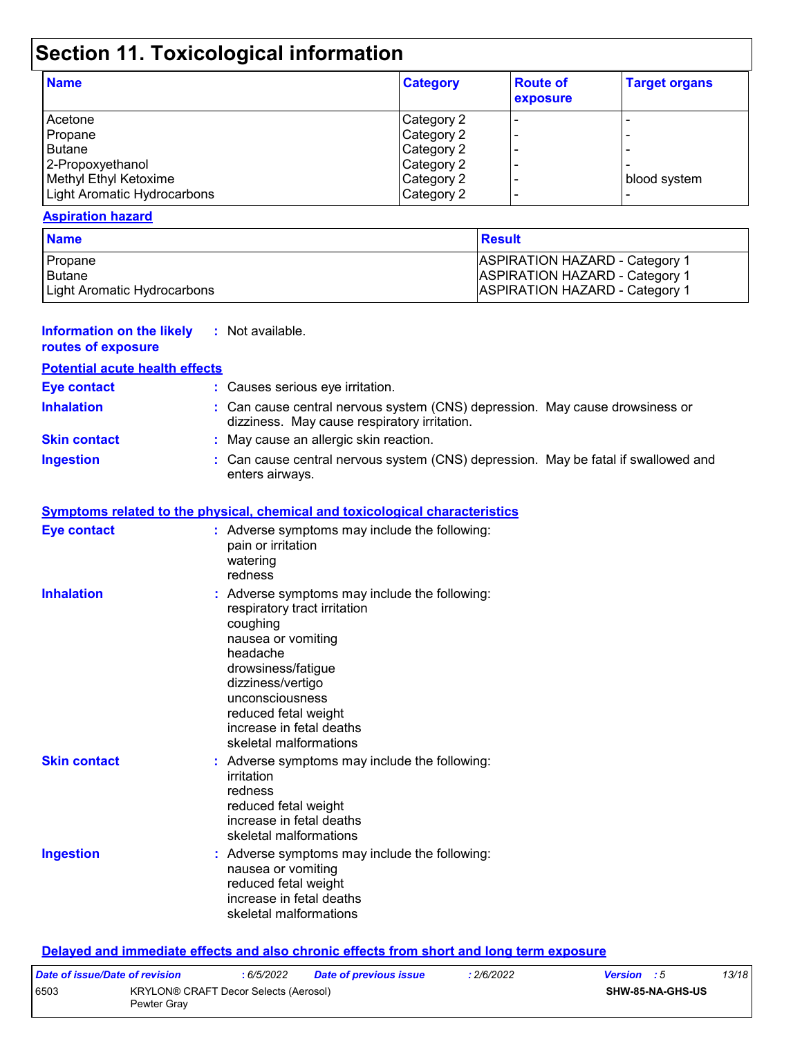# Section 11. Toxicological information

| Name | Category | Route of exposure | Target organs |
|---|---|---|---|
| Acetone | Category 2 | - | - |
| Propane | Category 2 | - | - |
| Butane | Category 2 | - | - |
| 2-Propoxyethanol | Category 2 | - | - |
| Methyl Ethyl Ketoxime | Category 2 | - | blood system |
| Light Aromatic Hydrocarbons | Category 2 | - | - |

**Aspiration hazard**

| Name | Result |
|---|---|
| Propane | ASPIRATION HAZARD - Category 1 |
| Butane | ASPIRATION HAZARD - Category 1 |
| Light Aromatic Hydrocarbons | ASPIRATION HAZARD - Category 1 |

**Information on the likely routes of exposure** : Not available.

**Potential acute health effects**

**Eye contact** : Causes serious eye irritation.

**Inhalation** : Can cause central nervous system (CNS) depression. May cause drowsiness or dizziness. May cause respiratory irritation.

**Skin contact** : May cause an allergic skin reaction.

**Ingestion** : Can cause central nervous system (CNS) depression. May be fatal if swallowed and enters airways.

**Symptoms related to the physical, chemical and toxicological characteristics**

**Eye contact** : Adverse symptoms may include the following:
pain or irritation
watering
redness

**Inhalation** : Adverse symptoms may include the following:
respiratory tract irritation
coughing
nausea or vomiting
headache
drowsiness/fatigue
dizziness/vertigo
unconsciousness
reduced fetal weight
increase in fetal deaths
skeletal malformations

**Skin contact** : Adverse symptoms may include the following:
irritation
redness
reduced fetal weight
increase in fetal deaths
skeletal malformations

**Ingestion** : Adverse symptoms may include the following:
nausea or vomiting
reduced fetal weight
increase in fetal deaths
skeletal malformations

**Delayed and immediate effects and also chronic effects from short and long term exposure**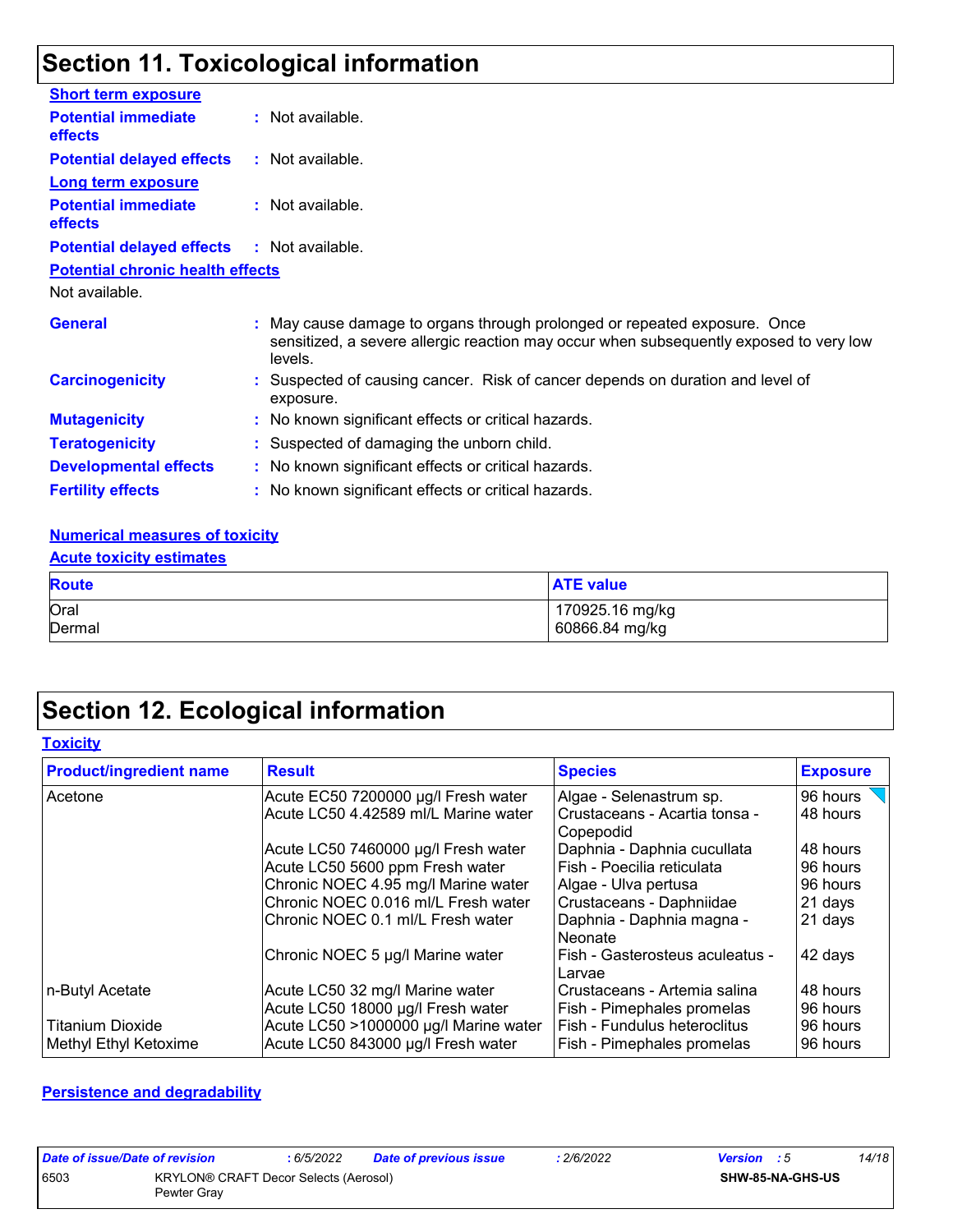## Section 11. Toxicological information

**Short term exposure**

**Potential immediate effects** : Not available.

**Potential delayed effects** : Not available.

**Long term exposure**

**Potential immediate effects** : Not available.

**Potential delayed effects** : Not available.

**Potential chronic health effects**

Not available.

**General** : May cause damage to organs through prolonged or repeated exposure. Once sensitized, a severe allergic reaction may occur when subsequently exposed to very low levels.

**Carcinogenicity** : Suspected of causing cancer. Risk of cancer depends on duration and level of exposure.

**Mutagenicity** : No known significant effects or critical hazards.

**Teratogenicity** : Suspected of damaging the unborn child.

**Developmental effects** : No known significant effects or critical hazards.

**Fertility effects** : No known significant effects or critical hazards.

**Numerical measures of toxicity**

**Acute toxicity estimates**

| Route | ATE value |
|---|---|
| Oral | 170925.16 mg/kg |
| Dermal | 60866.84 mg/kg |

## Section 12. Ecological information

**Toxicity**

| Product/ingredient name | Result | Species | Exposure |
|---|---|---|---|
| Acetone | Acute EC50 7200000 µg/l Fresh water | Algae - Selenastrum sp. | 96 hours |
| | Acute LC50 4.42589 ml/L Marine water | Crustaceans - Acartia tonsa - Copepodid | 48 hours |
| | Acute LC50 7460000 µg/l Fresh water | Daphnia - Daphnia cucullata | 48 hours |
| | Acute LC50 5600 ppm Fresh water | Fish - Poecilia reticulata | 96 hours |
| | Chronic NOEC 4.95 mg/l Marine water | Algae - Ulva pertusa | 96 hours |
| | Chronic NOEC 0.016 ml/L Fresh water | Crustaceans - Daphniidae | 21 days |
| | Chronic NOEC 0.1 ml/L Fresh water | Daphnia - Daphnia magna - Neonate | 21 days |
| | Chronic NOEC 5 µg/l Marine water | Fish - Gasterosteus aculeatus - Larvae | 42 days |
| n-Butyl Acetate | Acute LC50 32 mg/l Marine water | Crustaceans - Artemia salina | 48 hours |
| | Acute LC50 18000 µg/l Fresh water | Fish - Pimephales promelas | 96 hours |
| Titanium Dioxide | Acute LC50 >1000000 µg/l Marine water | Fish - Fundulus heteroclitus | 96 hours |
| Methyl Ethyl Ketoxime | Acute LC50 843000 µg/l Fresh water | Fish - Pimephales promelas | 96 hours |

**Persistence and degradability**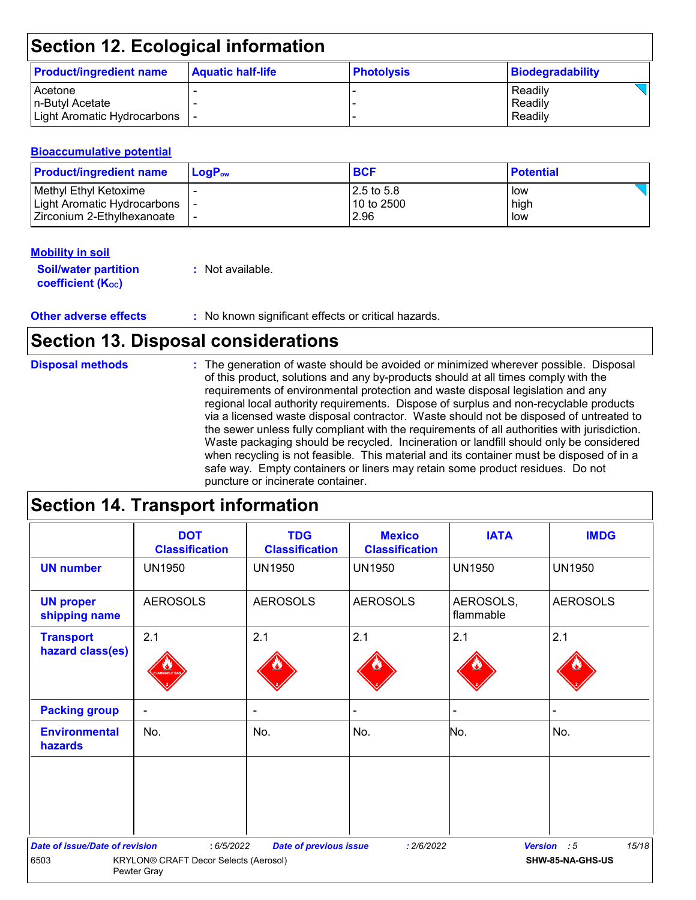## Section 12. Ecological information

| Product/ingredient name | Aquatic half-life | Photolysis | Biodegradability |
|---|---|---|---|
| Acetone | - | - | Readily |
| n-Butyl Acetate | - | - | Readily |
| Light Aromatic Hydrocarbons | - | - | Readily |

### Bioaccumulative potential

| Product/ingredient name | $LogP_{ow}$ | BCF | Potential |
|---|---|---|---|
| Methyl Ethyl Ketoxime | - | 2.5 to 5.8 | low |
| Light Aromatic Hydrocarbons | - | 10 to 2500 | high |
| Zirconium 2-Ethylhexanoate | - | 2.96 | low |

### Mobility in soil

**Soil/water partition coefficient ($K_{OC}$)** : Not available.

**Other adverse effects** : No known significant effects or critical hazards.

## Section 13. Disposal considerations

**Disposal methods** : The generation of waste should be avoided or minimized wherever possible. Disposal of this product, solutions and any by-products should at all times comply with the requirements of environmental protection and waste disposal legislation and any regional local authority requirements. Dispose of surplus and non-recyclable products via a licensed waste disposal contractor. Waste should not be disposed of untreated to the sewer unless fully compliant with the requirements of all authorities with jurisdiction. Waste packaging should be recycled. Incineration or landfill should only be considered when recycling is not feasible. This material and its container must be disposed of in a safe way. Empty containers or liners may retain some product residues. Do not puncture or incinerate container.

## Section 14. Transport information

| | DOT Classification | TDG Classification | Mexico Classification | IATA | IMDG |
|---|---|---|---|---|---|
| **UN number** | UN1950 | UN1950 | UN1950 | UN1950 | UN1950 |
| **UN proper shipping name** | AEROSOLS | AEROSOLS | AEROSOLS | AEROSOLS, flammable | AEROSOLS |
| **Transport hazard class(es)** | 2.1 | 2.1 | 2.1 | 2.1 | 2.1 |
| **Packing group** | - | - | - | - | - |
| **Environmental hazards** | No. | No. | No. | No. | No. |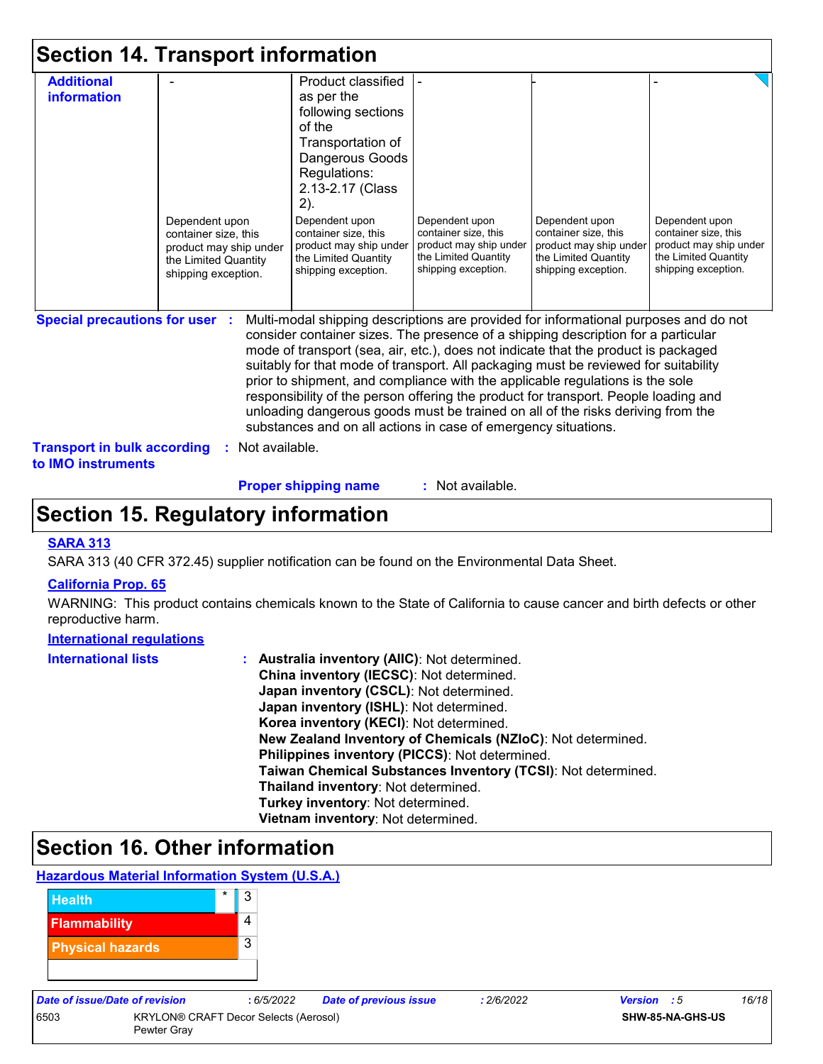# Section 14. Transport information

| | | | | | |
|---|---|---|---|---|---|
| **Additional information** | -<br><br>Dependent upon container size, this product may ship under the Limited Quantity shipping exception. | Product classified as per the following sections of the Transportation of Dangerous Goods Regulations: 2.13-2.17 (Class 2).<br><br>Dependent upon container size, this product may ship under the Limited Quantity shipping exception. | -<br><br>Dependent upon container size, this product may ship under the Limited Quantity shipping exception. | -<br><br>Dependent upon container size, this product may ship under the Limited Quantity shipping exception. | -<br><br>Dependent upon container size, this product may ship under the Limited Quantity shipping exception. |

**Special precautions for user** : Multi-modal shipping descriptions are provided for informational purposes and do not consider container sizes. The presence of a shipping description for a particular mode of transport (sea, air, etc.), does not indicate that the product is packaged suitably for that mode of transport. All packaging must be reviewed for suitability prior to shipment, and compliance with the applicable regulations is the sole responsibility of the person offering the product for transport. People loading and unloading dangerous goods must be trained on all of the risks deriving from the substances and on all actions in case of emergency situations.

**Transport in bulk according to IMO instruments** : Not available.

**Proper shipping name** : Not available.

# Section 15. Regulatory information

**SARA 313**

SARA 313 (40 CFR 372.45) supplier notification can be found on the Environmental Data Sheet.

**California Prop. 65**

WARNING: This product contains chemicals known to the State of California to cause cancer and birth defects or other reproductive harm.

**International regulations**

**International lists** :
**Australia inventory (AIIC)**: Not determined.
**China inventory (IECSC)**: Not determined.
**Japan inventory (CSCL)**: Not determined.
**Japan inventory (ISHL)**: Not determined.
**Korea inventory (KECI)**: Not determined.
**New Zealand Inventory of Chemicals (NZIoC)**: Not determined.
**Philippines inventory (PICCS)**: Not determined.
**Taiwan Chemical Substances Inventory (TCSI)**: Not determined.
**Thailand inventory**: Not determined.
**Turkey inventory**: Not determined.
**Vietnam inventory**: Not determined.

# Section 16. Other information

**Hazardous Material Information System (U.S.A.)**

| | | |
|---|---|---|
| Health | * | 3 |
| Flammability | | 4 |
| Physical hazards | | 3 |
| | | |

| | | | |
|---|---|---|---|
| *Date of issue/Date of revision* : 6/5/2022 | *Date of previous issue* : 2/6/2022 | *Version* : 5 | |
| 6503 | KRYLON® CRAFT Decor Selects (Aerosol) Pewter Gray | | SHW-85-NA-GHS-US |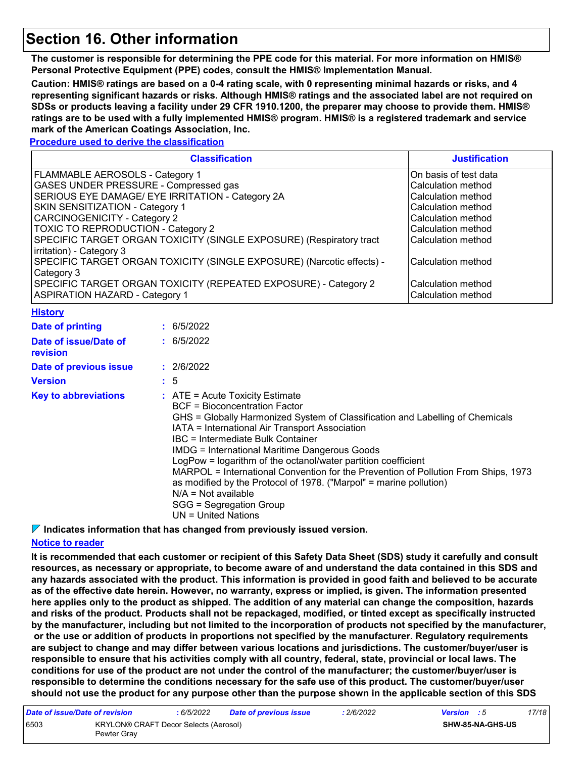# Section 16. Other information

**The customer is responsible for determining the PPE code for this material. For more information on HMIS® Personal Protective Equipment (PPE) codes, consult the HMIS® Implementation Manual.**

**Caution: HMIS® ratings are based on a 0-4 rating scale, with 0 representing minimal hazards or risks, and 4 representing significant hazards or risks. Although HMIS® ratings and the associated label are not required on SDSs or products leaving a facility under 29 CFR 1910.1200, the preparer may choose to provide them. HMIS® ratings are to be used with a fully implemented HMIS® program. HMIS® is a registered trademark and service mark of the American Coatings Association, Inc.**

**Procedure used to derive the classification**

| Classification | Justification |
|---|---|
| FLAMMABLE AEROSOLS - Category 1 | On basis of test data |
| GASES UNDER PRESSURE - Compressed gas | Calculation method |
| SERIOUS EYE DAMAGE/ EYE IRRITATION - Category 2A | Calculation method |
| SKIN SENSITIZATION - Category 1 | Calculation method |
| CARCINOGENICITY - Category 2 | Calculation method |
| TOXIC TO REPRODUCTION - Category 2 | Calculation method |
| SPECIFIC TARGET ORGAN TOXICITY (SINGLE EXPOSURE) (Respiratory tract irritation) - Category 3 | Calculation method |
| SPECIFIC TARGET ORGAN TOXICITY (SINGLE EXPOSURE) (Narcotic effects) - Category 3 | Calculation method |
| SPECIFIC TARGET ORGAN TOXICITY (REPEATED EXPOSURE) - Category 2 | Calculation method |
| ASPIRATION HAZARD - Category 1 | Calculation method |

**History**

**Date of printing** : 6/5/2022

**Date of issue/Date of revision** : 6/5/2022

**Date of previous issue** : 2/6/2022

**Version** : 5

**Key to abbreviations** :
ATE = Acute Toxicity Estimate
BCF = Bioconcentration Factor
GHS = Globally Harmonized System of Classification and Labelling of Chemicals
IATA = International Air Transport Association
IBC = Intermediate Bulk Container
IMDG = International Maritime Dangerous Goods
LogPow = logarithm of the octanol/water partition coefficient
MARPOL = International Convention for the Prevention of Pollution From Ships, 1973 as modified by the Protocol of 1978. ("Marpol" = marine pollution)
N/A = Not available
SGG = Segregation Group
UN = United Nations

**Indicates information that has changed from previously issued version.**

**Notice to reader**

**It is recommended that each customer or recipient of this Safety Data Sheet (SDS) study it carefully and consult resources, as necessary or appropriate, to become aware of and understand the data contained in this SDS and any hazards associated with the product. This information is provided in good faith and believed to be accurate as of the effective date herein. However, no warranty, express or implied, is given. The information presented here applies only to the product as shipped. The addition of any material can change the composition, hazards and risks of the product. Products shall not be repackaged, modified, or tinted except as specifically instructed by the manufacturer, including but not limited to the incorporation of products not specified by the manufacturer, or the use or addition of products in proportions not specified by the manufacturer. Regulatory requirements are subject to change and may differ between various locations and jurisdictions. The customer/buyer/user is responsible to ensure that his activities comply with all country, federal, state, provincial or local laws. The conditions for use of the product are not under the control of the manufacturer; the customer/buyer/user is responsible to determine the conditions necessary for the safe use of this product. The customer/buyer/user should not use the product for any purpose other than the purpose shown in the applicable section of this SDS**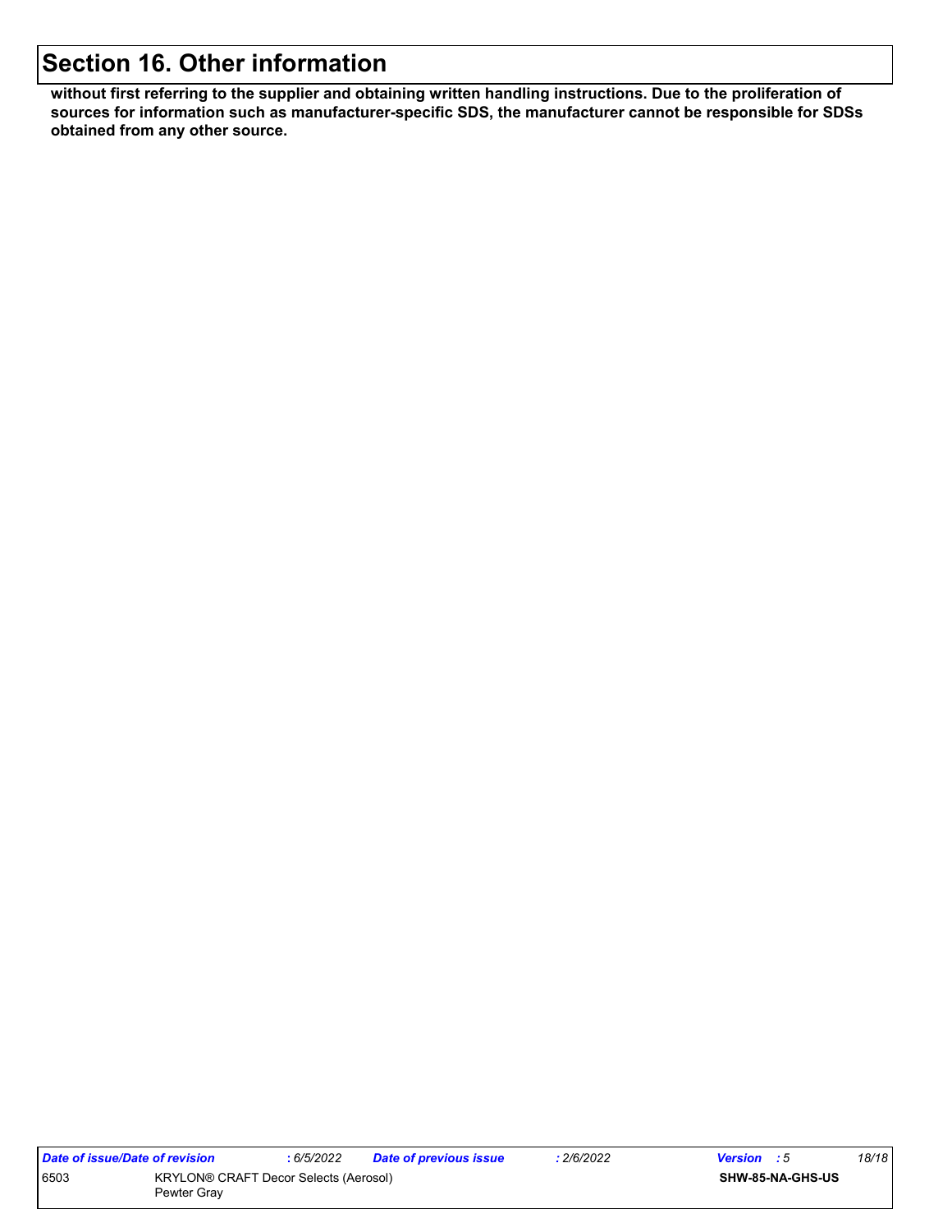# Section 16. Other information

**without first referring to the supplier and obtaining written handling instructions. Due to the proliferation of sources for information such as manufacturer-specific SDS, the manufacturer cannot be responsible for SDSs obtained from any other source.**